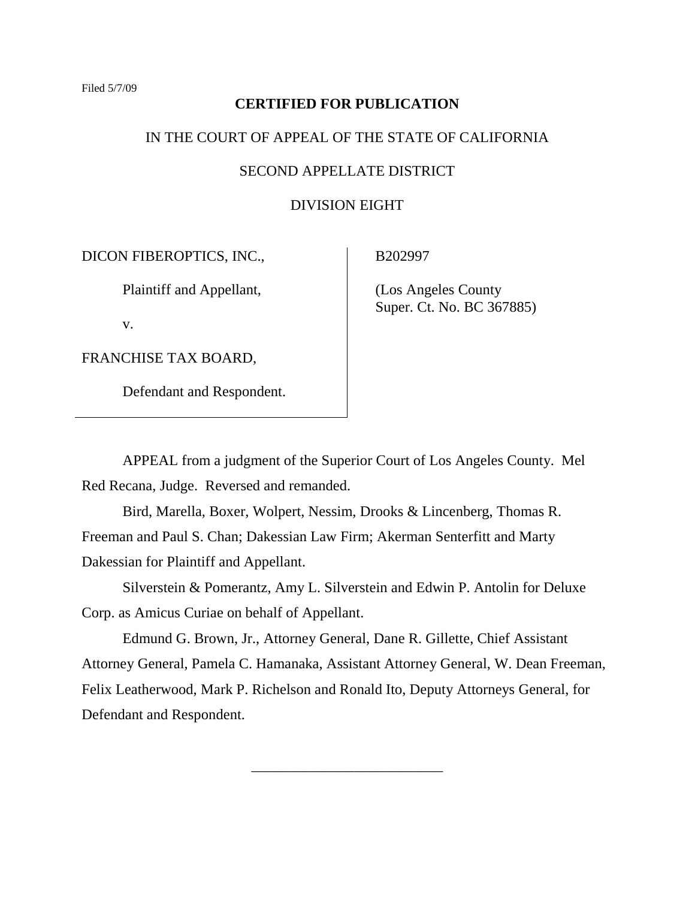Filed 5/7/09

**CERTIFIED FOR PUBLICATION**

IN THE COURT OF APPEAL OF THE STATE OF CALIFORNIA

SECOND APPELLATE DISTRICT

DIVISION EIGHT

| | |
|---|---|
| DICON FIBEROPTICS, INC.,<br><br>Plaintiff and Appellant,<br><br>v.<br><br>FRANCHISE TAX BOARD,<br><br>Defendant and Respondent. | B202997<br><br>(Los Angeles County Super. Ct. No. BC 367885) |

APPEAL from a judgment of the Superior Court of Los Angeles County. Mel Red Recana, Judge. Reversed and remanded.

Bird, Marella, Boxer, Wolpert, Nessim, Drooks & Lincenberg, Thomas R. Freeman and Paul S. Chan; Dakessian Law Firm; Akerman Senterfitt and Marty Dakessian for Plaintiff and Appellant.

Silverstein & Pomerantz, Amy L. Silverstein and Edwin P. Antolin for Deluxe Corp. as Amicus Curiae on behalf of Appellant.

Edmund G. Brown, Jr., Attorney General, Dane R. Gillette, Chief Assistant Attorney General, Pamela C. Hamanaka, Assistant Attorney General, W. Dean Freeman, Felix Leatherwood, Mark P. Richelson and Ronald Ito, Deputy Attorneys General, for Defendant and Respondent.

___________________________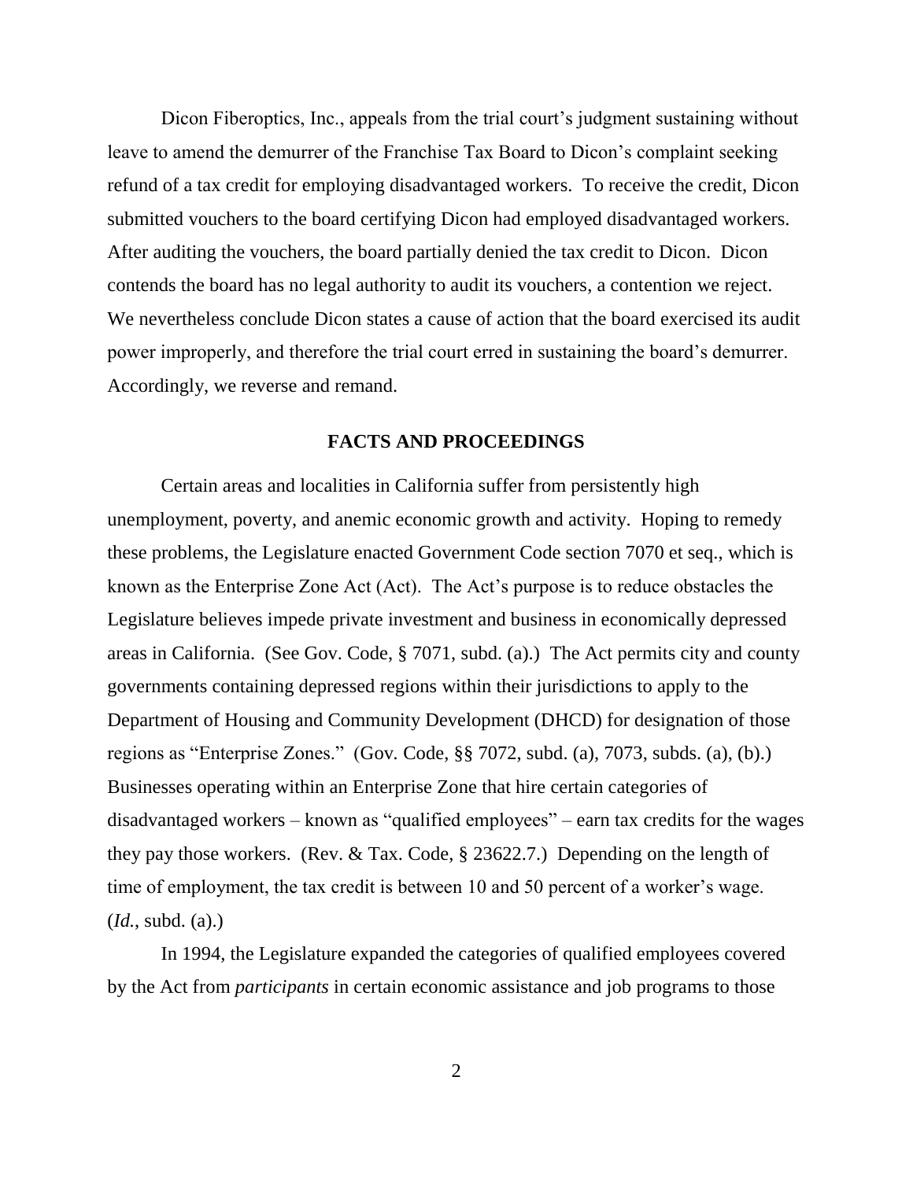Dicon Fiberoptics, Inc., appeals from the trial court's judgment sustaining without leave to amend the demurrer of the Franchise Tax Board to Dicon's complaint seeking refund of a tax credit for employing disadvantaged workers. To receive the credit, Dicon submitted vouchers to the board certifying Dicon had employed disadvantaged workers. After auditing the vouchers, the board partially denied the tax credit to Dicon. Dicon contends the board has no legal authority to audit its vouchers, a contention we reject. We nevertheless conclude Dicon states a cause of action that the board exercised its audit power improperly, and therefore the trial court erred in sustaining the board's demurrer. Accordingly, we reverse and remand.

## FACTS AND PROCEEDINGS

Certain areas and localities in California suffer from persistently high unemployment, poverty, and anemic economic growth and activity. Hoping to remedy these problems, the Legislature enacted Government Code section 7070 et seq., which is known as the Enterprise Zone Act (Act). The Act's purpose is to reduce obstacles the Legislature believes impede private investment and business in economically depressed areas in California. (See Gov. Code, § 7071, subd. (a).) The Act permits city and county governments containing depressed regions within their jurisdictions to apply to the Department of Housing and Community Development (DHCD) for designation of those regions as "Enterprise Zones." (Gov. Code, §§ 7072, subd. (a), 7073, subds. (a), (b).) Businesses operating within an Enterprise Zone that hire certain categories of disadvantaged workers – known as "qualified employees" – earn tax credits for the wages they pay those workers. (Rev. & Tax. Code, § 23622.7.) Depending on the length of time of employment, the tax credit is between 10 and 50 percent of a worker's wage. (*Id.*, subd. (a).)

In 1994, the Legislature expanded the categories of qualified employees covered by the Act from *participants* in certain economic assistance and job programs to those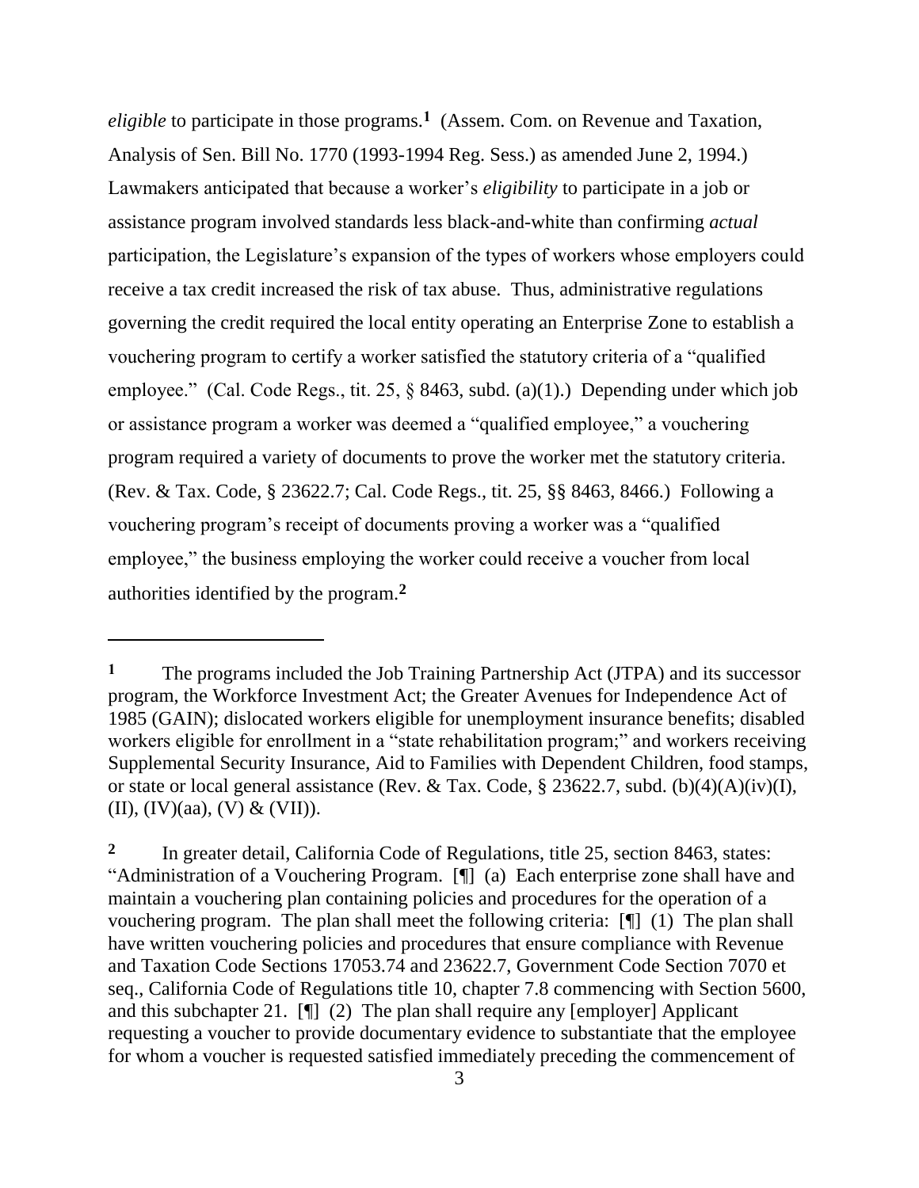*eligible* to participate in those programs.[1] (Assem. Com. on Revenue and Taxation, Analysis of Sen. Bill No. 1770 (1993-1994 Reg. Sess.) as amended June 2, 1994.) Lawmakers anticipated that because a worker's *eligibility* to participate in a job or assistance program involved standards less black-and-white than confirming *actual* participation, the Legislature's expansion of the types of workers whose employers could receive a tax credit increased the risk of tax abuse. Thus, administrative regulations governing the credit required the local entity operating an Enterprise Zone to establish a vouchering program to certify a worker satisfied the statutory criteria of a "qualified employee." (Cal. Code Regs., tit. 25, § 8463, subd. (a)(1).) Depending under which job or assistance program a worker was deemed a "qualified employee," a vouchering program required a variety of documents to prove the worker met the statutory criteria. (Rev. & Tax. Code, § 23622.7; Cal. Code Regs., tit. 25, §§ 8463, 8466.) Following a vouchering program's receipt of documents proving a worker was a "qualified employee," the business employing the worker could receive a voucher from local authorities identified by the program.[2]

---

[1] The programs included the Job Training Partnership Act (JTPA) and its successor program, the Workforce Investment Act; the Greater Avenues for Independence Act of 1985 (GAIN); dislocated workers eligible for unemployment insurance benefits; disabled workers eligible for enrollment in a "state rehabilitation program;" and workers receiving Supplemental Security Insurance, Aid to Families with Dependent Children, food stamps, or state or local general assistance (Rev. & Tax. Code, § 23622.7, subd. (b)(4)(A)(iv)(I), (II), (IV)(aa), (V) & (VII)).

[2] In greater detail, California Code of Regulations, title 25, section 8463, states: "Administration of a Vouchering Program. [¶] (a) Each enterprise zone shall have and maintain a vouchering plan containing policies and procedures for the operation of a vouchering program. The plan shall meet the following criteria: [¶] (1) The plan shall have written vouchering policies and procedures that ensure compliance with Revenue and Taxation Code Sections 17053.74 and 23622.7, Government Code Section 7070 et seq., California Code of Regulations title 10, chapter 7.8 commencing with Section 5600, and this subchapter 21. [¶] (2) The plan shall require any [employer] Applicant requesting a voucher to provide documentary evidence to substantiate that the employee for whom a voucher is requested satisfied immediately preceding the commencement of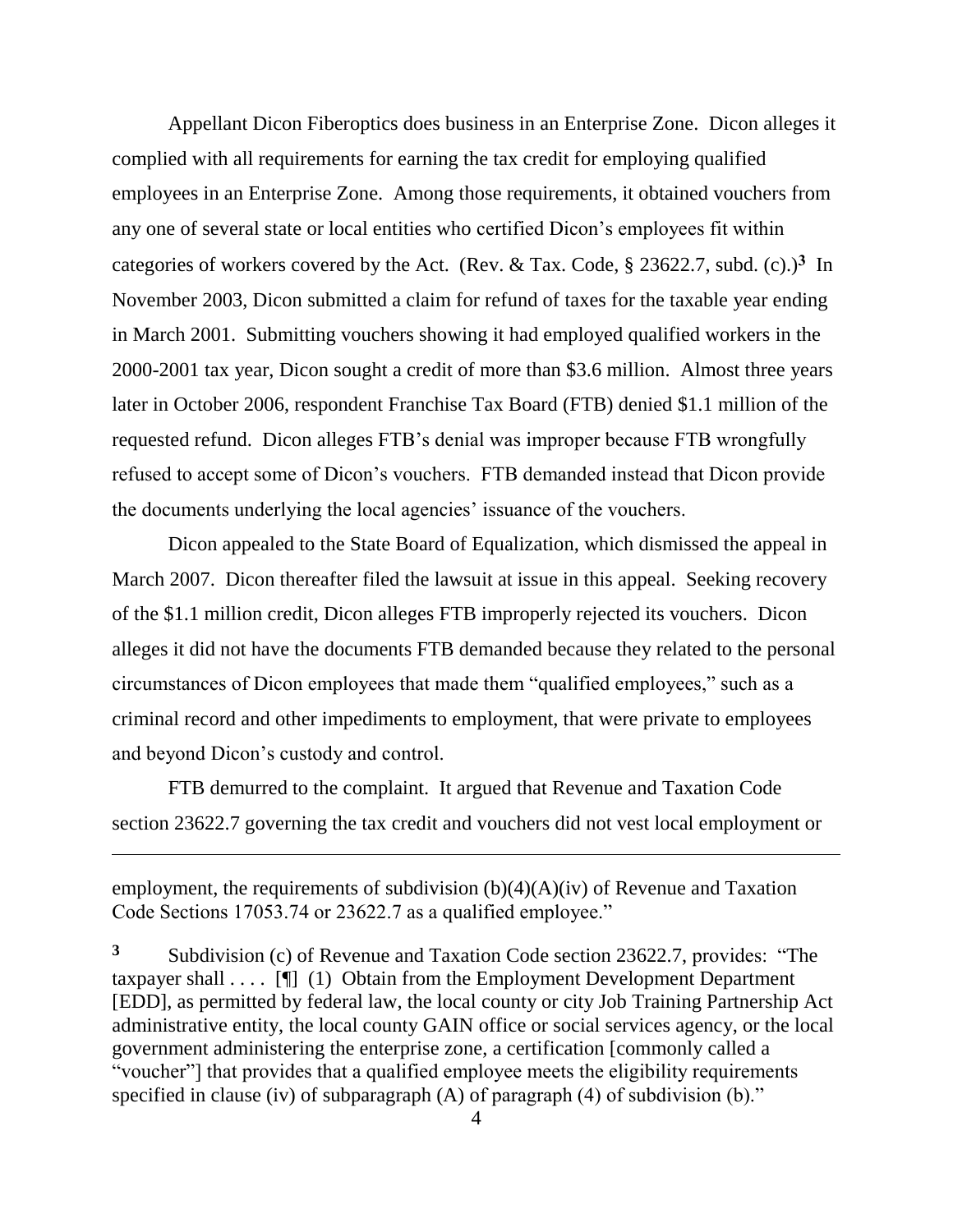Appellant Dicon Fiberoptics does business in an Enterprise Zone. Dicon alleges it complied with all requirements for earning the tax credit for employing qualified employees in an Enterprise Zone. Among those requirements, it obtained vouchers from any one of several state or local entities who certified Dicon's employees fit within categories of workers covered by the Act. (Rev. & Tax. Code, § 23622.7, subd. (c).)[3] In November 2003, Dicon submitted a claim for refund of taxes for the taxable year ending in March 2001. Submitting vouchers showing it had employed qualified workers in the 2000-2001 tax year, Dicon sought a credit of more than $3.6 million. Almost three years later in October 2006, respondent Franchise Tax Board (FTB) denied $1.1 million of the requested refund. Dicon alleges FTB's denial was improper because FTB wrongfully refused to accept some of Dicon's vouchers. FTB demanded instead that Dicon provide the documents underlying the local agencies' issuance of the vouchers.

Dicon appealed to the State Board of Equalization, which dismissed the appeal in March 2007. Dicon thereafter filed the lawsuit at issue in this appeal. Seeking recovery of the $1.1 million credit, Dicon alleges FTB improperly rejected its vouchers. Dicon alleges it did not have the documents FTB demanded because they related to the personal circumstances of Dicon employees that made them "qualified employees," such as a criminal record and other impediments to employment, that were private to employees and beyond Dicon's custody and control.

FTB demurred to the complaint. It argued that Revenue and Taxation Code section 23622.7 governing the tax credit and vouchers did not vest local employment or

---

employment, the requirements of subdivision (b)(4)(A)(iv) of Revenue and Taxation Code Sections 17053.74 or 23622.7 as a qualified employee."

[3] Subdivision (c) of Revenue and Taxation Code section 23622.7, provides: "The taxpayer shall . . . . [¶] (1) Obtain from the Employment Development Department [EDD], as permitted by federal law, the local county or city Job Training Partnership Act administrative entity, the local county GAIN office or social services agency, or the local government administering the enterprise zone, a certification [commonly called a "voucher"] that provides that a qualified employee meets the eligibility requirements specified in clause (iv) of subparagraph (A) of paragraph (4) of subdivision (b)."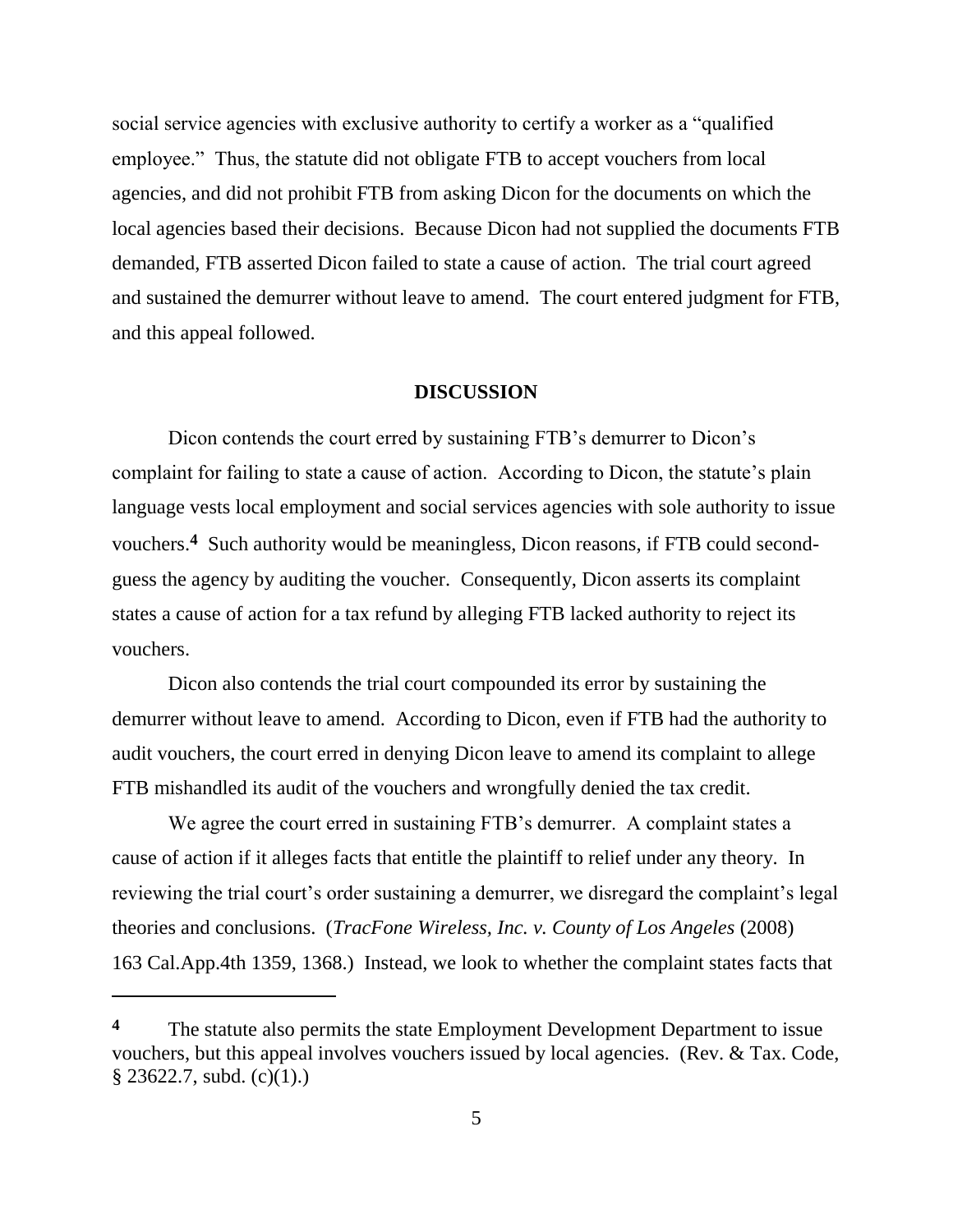social service agencies with exclusive authority to certify a worker as a "qualified employee." Thus, the statute did not obligate FTB to accept vouchers from local agencies, and did not prohibit FTB from asking Dicon for the documents on which the local agencies based their decisions. Because Dicon had not supplied the documents FTB demanded, FTB asserted Dicon failed to state a cause of action. The trial court agreed and sustained the demurrer without leave to amend. The court entered judgment for FTB, and this appeal followed.

## DISCUSSION

Dicon contends the court erred by sustaining FTB's demurrer to Dicon's complaint for failing to state a cause of action. According to Dicon, the statute's plain language vests local employment and social services agencies with sole authority to issue vouchers.[4] Such authority would be meaningless, Dicon reasons, if FTB could second-guess the agency by auditing the voucher. Consequently, Dicon asserts its complaint states a cause of action for a tax refund by alleging FTB lacked authority to reject its vouchers.

Dicon also contends the trial court compounded its error by sustaining the demurrer without leave to amend. According to Dicon, even if FTB had the authority to audit vouchers, the court erred in denying Dicon leave to amend its complaint to allege FTB mishandled its audit of the vouchers and wrongfully denied the tax credit.

We agree the court erred in sustaining FTB's demurrer. A complaint states a cause of action if it alleges facts that entitle the plaintiff to relief under any theory. In reviewing the trial court's order sustaining a demurrer, we disregard the complaint's legal theories and conclusions. (*TracFone Wireless, Inc. v. County of Los Angeles* (2008) 163 Cal.App.4th 1359, 1368.) Instead, we look to whether the complaint states facts that

---

[4] The statute also permits the state Employment Development Department to issue vouchers, but this appeal involves vouchers issued by local agencies. (Rev. & Tax. Code, § 23622.7, subd. (c)(1).)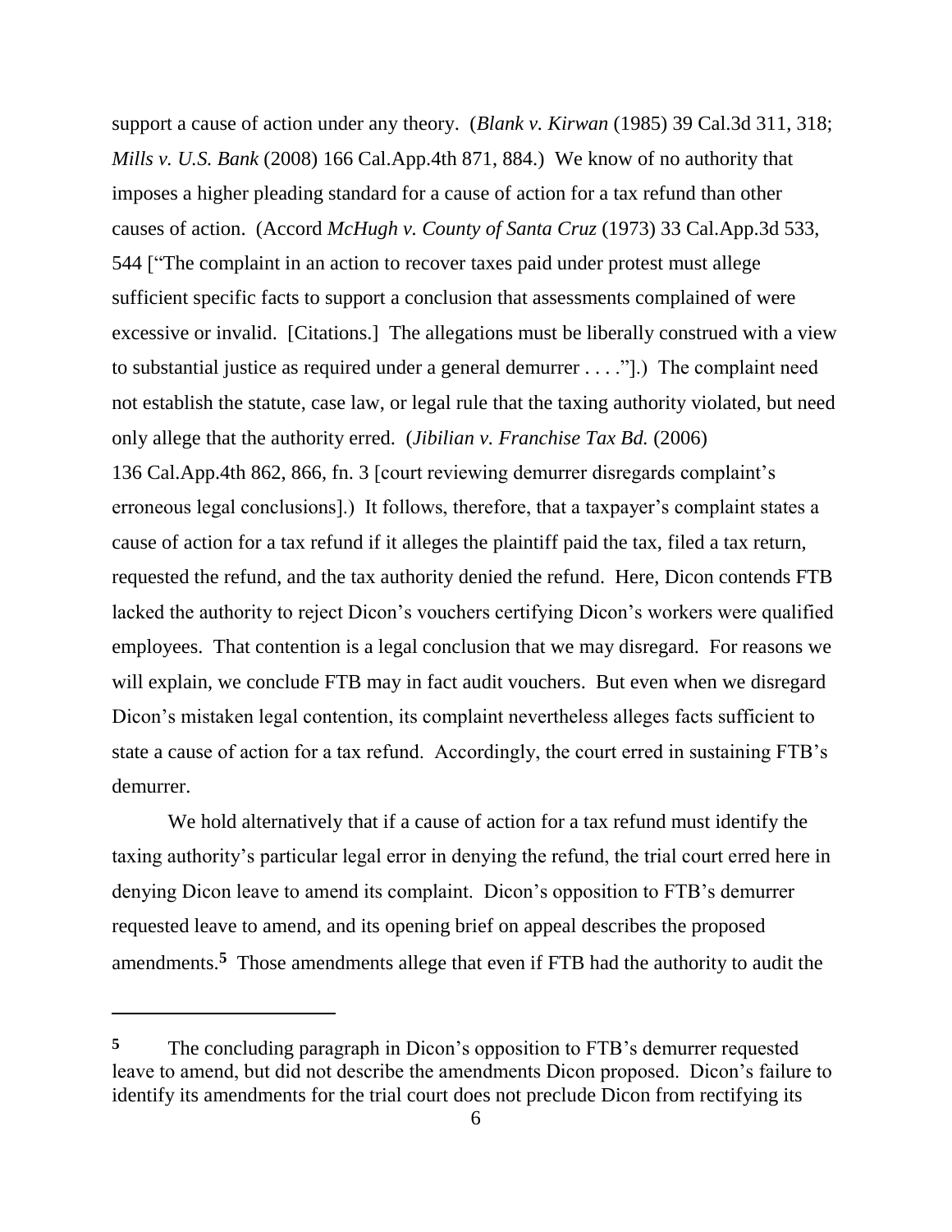support a cause of action under any theory. (*Blank v. Kirwan* (1985) 39 Cal.3d 311, 318; *Mills v. U.S. Bank* (2008) 166 Cal.App.4th 871, 884.) We know of no authority that imposes a higher pleading standard for a cause of action for a tax refund than other causes of action. (Accord *McHugh v. County of Santa Cruz* (1973) 33 Cal.App.3d 533, 544 ["The complaint in an action to recover taxes paid under protest must allege sufficient specific facts to support a conclusion that assessments complained of were excessive or invalid. [Citations.] The allegations must be liberally construed with a view to substantial justice as required under a general demurrer . . . ."].) The complaint need not establish the statute, case law, or legal rule that the taxing authority violated, but need only allege that the authority erred. (*Jibilian v. Franchise Tax Bd.* (2006) 136 Cal.App.4th 862, 866, fn. 3 [court reviewing demurrer disregards complaint's erroneous legal conclusions].) It follows, therefore, that a taxpayer's complaint states a cause of action for a tax refund if it alleges the plaintiff paid the tax, filed a tax return, requested the refund, and the tax authority denied the refund. Here, Dicon contends FTB lacked the authority to reject Dicon's vouchers certifying Dicon's workers were qualified employees. That contention is a legal conclusion that we may disregard. For reasons we will explain, we conclude FTB may in fact audit vouchers. But even when we disregard Dicon's mistaken legal contention, its complaint nevertheless alleges facts sufficient to state a cause of action for a tax refund. Accordingly, the court erred in sustaining FTB's demurrer.

We hold alternatively that if a cause of action for a tax refund must identify the taxing authority's particular legal error in denying the refund, the trial court erred here in denying Dicon leave to amend its complaint. Dicon's opposition to FTB's demurrer requested leave to amend, and its opening brief on appeal describes the proposed amendments.[5] Those amendments allege that even if FTB had the authority to audit the

---

[5] The concluding paragraph in Dicon's opposition to FTB's demurrer requested leave to amend, but did not describe the amendments Dicon proposed. Dicon's failure to identify its amendments for the trial court does not preclude Dicon from rectifying its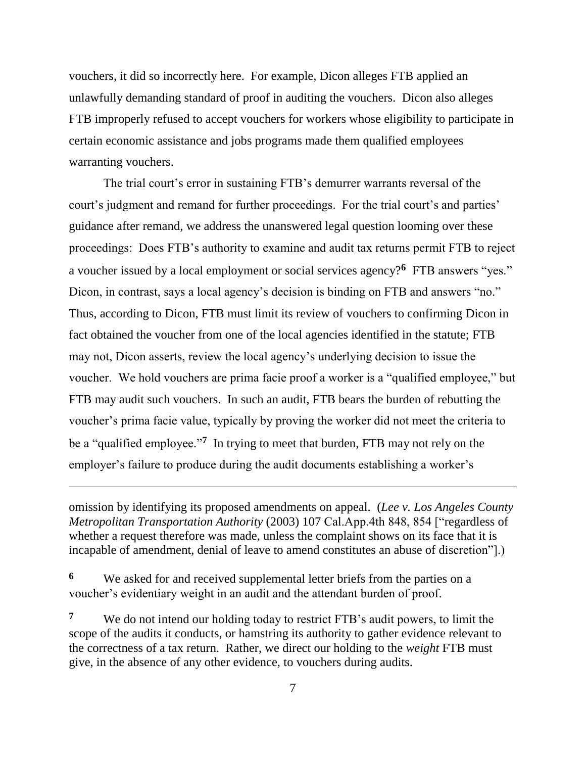vouchers, it did so incorrectly here. For example, Dicon alleges FTB applied an unlawfully demanding standard of proof in auditing the vouchers. Dicon also alleges FTB improperly refused to accept vouchers for workers whose eligibility to participate in certain economic assistance and jobs programs made them qualified employees warranting vouchers.

The trial court's error in sustaining FTB's demurrer warrants reversal of the court's judgment and remand for further proceedings. For the trial court's and parties' guidance after remand, we address the unanswered legal question looming over these proceedings: Does FTB's authority to examine and audit tax returns permit FTB to reject a voucher issued by a local employment or social services agency?[6] FTB answers "yes." Dicon, in contrast, says a local agency's decision is binding on FTB and answers "no." Thus, according to Dicon, FTB must limit its review of vouchers to confirming Dicon in fact obtained the voucher from one of the local agencies identified in the statute; FTB may not, Dicon asserts, review the local agency's underlying decision to issue the voucher. We hold vouchers are prima facie proof a worker is a "qualified employee," but FTB may audit such vouchers. In such an audit, FTB bears the burden of rebutting the voucher's prima facie value, typically by proving the worker did not meet the criteria to be a "qualified employee."[7] In trying to meet that burden, FTB may not rely on the employer's failure to produce during the audit documents establishing a worker's

---

omission by identifying its proposed amendments on appeal. (*Lee v. Los Angeles County Metropolitan Transportation Authority* (2003) 107 Cal.App.4th 848, 854 ["regardless of whether a request therefore was made, unless the complaint shows on its face that it is incapable of amendment, denial of leave to amend constitutes an abuse of discretion"].)

**6** We asked for and received supplemental letter briefs from the parties on a voucher's evidentiary weight in an audit and the attendant burden of proof.

**7** We do not intend our holding today to restrict FTB's audit powers, to limit the scope of the audits it conducts, or hamstring its authority to gather evidence relevant to the correctness of a tax return. Rather, we direct our holding to the *weight* FTB must give, in the absence of any other evidence, to vouchers during audits.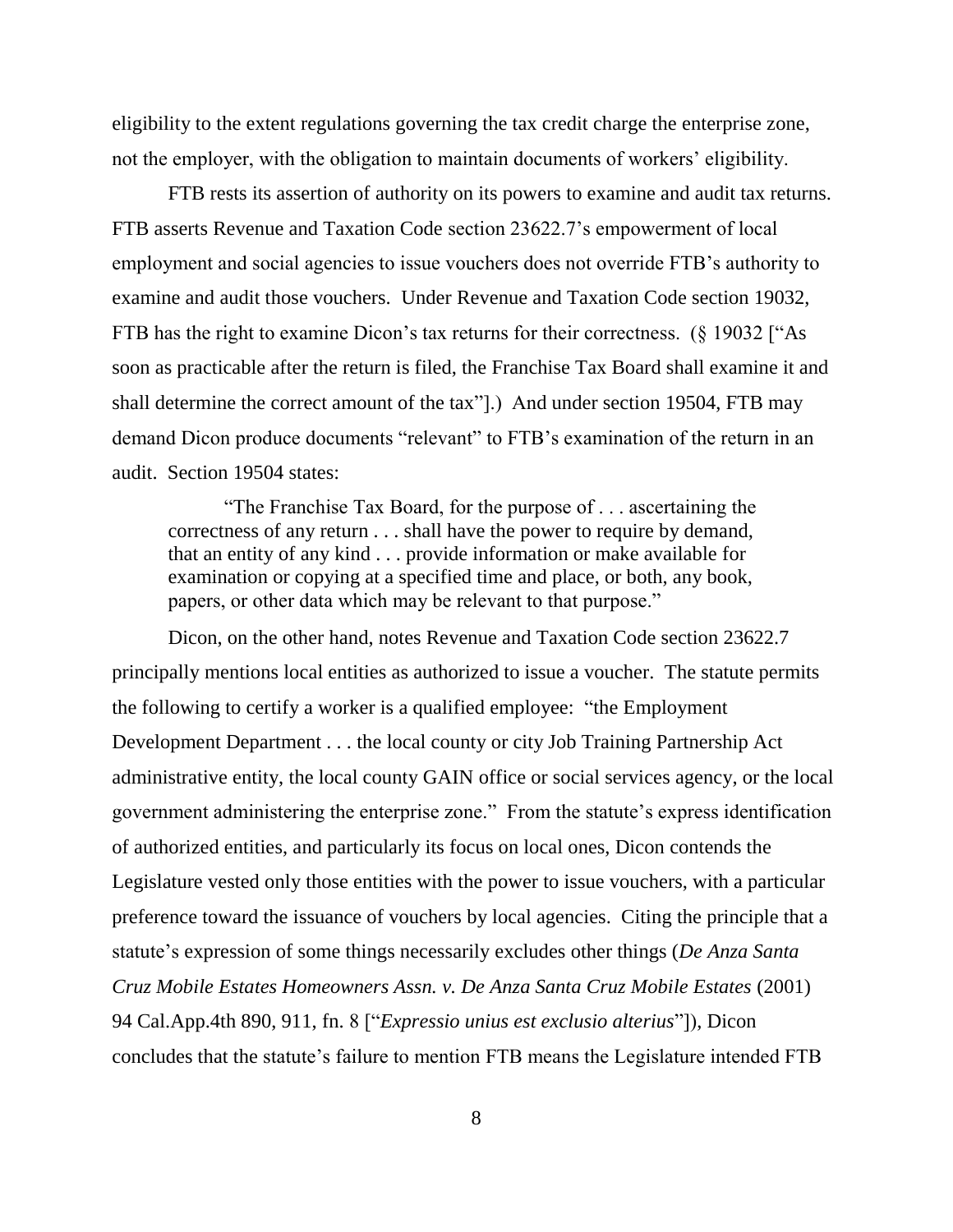eligibility to the extent regulations governing the tax credit charge the enterprise zone, not the employer, with the obligation to maintain documents of workers' eligibility.

FTB rests its assertion of authority on its powers to examine and audit tax returns. FTB asserts Revenue and Taxation Code section 23622.7's empowerment of local employment and social agencies to issue vouchers does not override FTB's authority to examine and audit those vouchers. Under Revenue and Taxation Code section 19032, FTB has the right to examine Dicon's tax returns for their correctness. (§ 19032 ["As soon as practicable after the return is filed, the Franchise Tax Board shall examine it and shall determine the correct amount of the tax"].) And under section 19504, FTB may demand Dicon produce documents "relevant" to FTB's examination of the return in an audit. Section 19504 states:

> "The Franchise Tax Board, for the purpose of . . . ascertaining the correctness of any return . . . shall have the power to require by demand, that an entity of any kind . . . provide information or make available for examination or copying at a specified time and place, or both, any book, papers, or other data which may be relevant to that purpose."

Dicon, on the other hand, notes Revenue and Taxation Code section 23622.7 principally mentions local entities as authorized to issue a voucher. The statute permits the following to certify a worker is a qualified employee: "the Employment Development Department . . . the local county or city Job Training Partnership Act administrative entity, the local county GAIN office or social services agency, or the local government administering the enterprise zone." From the statute's express identification of authorized entities, and particularly its focus on local ones, Dicon contends the Legislature vested only those entities with the power to issue vouchers, with a particular preference toward the issuance of vouchers by local agencies. Citing the principle that a statute's expression of some things necessarily excludes other things (*De Anza Santa Cruz Mobile Estates Homeowners Assn. v. De Anza Santa Cruz Mobile Estates* (2001) 94 Cal.App.4th 890, 911, fn. 8 ["*Expressio unius est exclusio alterius*"]), Dicon concludes that the statute's failure to mention FTB means the Legislature intended FTB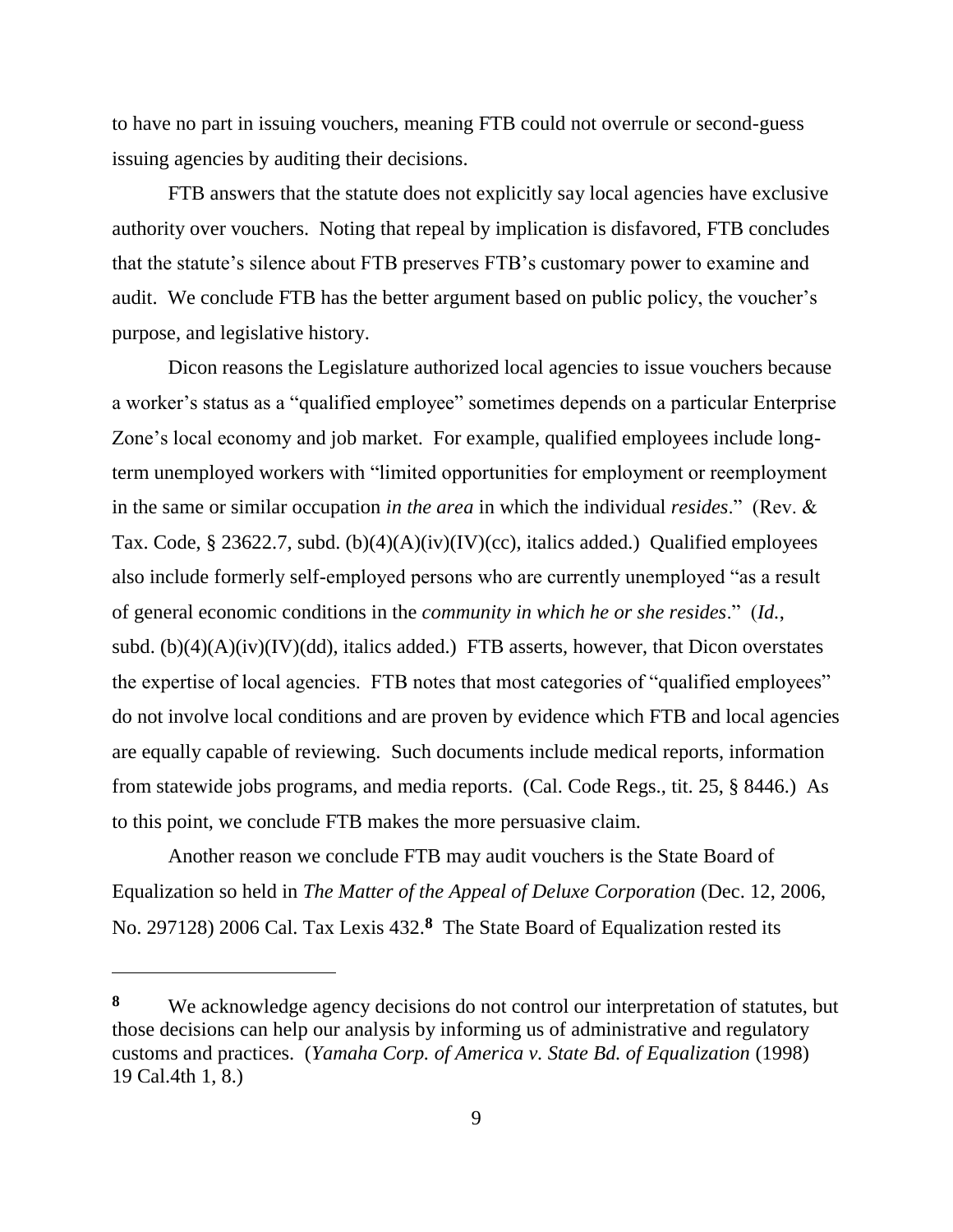to have no part in issuing vouchers, meaning FTB could not overrule or second-guess issuing agencies by auditing their decisions.

FTB answers that the statute does not explicitly say local agencies have exclusive authority over vouchers. Noting that repeal by implication is disfavored, FTB concludes that the statute's silence about FTB preserves FTB's customary power to examine and audit. We conclude FTB has the better argument based on public policy, the voucher's purpose, and legislative history.

Dicon reasons the Legislature authorized local agencies to issue vouchers because a worker's status as a "qualified employee" sometimes depends on a particular Enterprise Zone's local economy and job market. For example, qualified employees include long-term unemployed workers with "limited opportunities for employment or reemployment in the same or similar occupation *in the area* in which the individual *resides*." (Rev. & Tax. Code, § 23622.7, subd. (b)(4)(A)(iv)(IV)(cc), italics added.) Qualified employees also include formerly self-employed persons who are currently unemployed "as a result of general economic conditions in the *community in which he or she resides*." (*Id.*, subd. (b)(4)(A)(iv)(IV)(dd), italics added.) FTB asserts, however, that Dicon overstates the expertise of local agencies. FTB notes that most categories of "qualified employees" do not involve local conditions and are proven by evidence which FTB and local agencies are equally capable of reviewing. Such documents include medical reports, information from statewide jobs programs, and media reports. (Cal. Code Regs., tit. 25, § 8446.) As to this point, we conclude FTB makes the more persuasive claim.

Another reason we conclude FTB may audit vouchers is the State Board of Equalization so held in *The Matter of the Appeal of Deluxe Corporation* (Dec. 12, 2006, No. 297128) 2006 Cal. Tax Lexis 432.[8] The State Board of Equalization rested its

---

[8] We acknowledge agency decisions do not control our interpretation of statutes, but those decisions can help our analysis by informing us of administrative and regulatory customs and practices. (*Yamaha Corp. of America v. State Bd. of Equalization* (1998) 19 Cal.4th 1, 8.)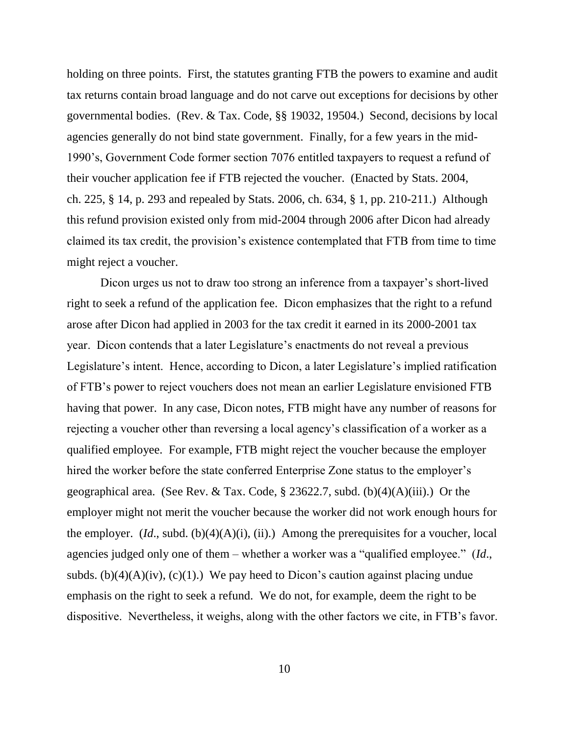holding on three points. First, the statutes granting FTB the powers to examine and audit tax returns contain broad language and do not carve out exceptions for decisions by other governmental bodies. (Rev. & Tax. Code, §§ 19032, 19504.) Second, decisions by local agencies generally do not bind state government. Finally, for a few years in the mid-1990's, Government Code former section 7076 entitled taxpayers to request a refund of their voucher application fee if FTB rejected the voucher. (Enacted by Stats. 2004, ch. 225, § 14, p. 293 and repealed by Stats. 2006, ch. 634, § 1, pp. 210-211.) Although this refund provision existed only from mid-2004 through 2006 after Dicon had already claimed its tax credit, the provision's existence contemplated that FTB from time to time might reject a voucher.

Dicon urges us not to draw too strong an inference from a taxpayer's short-lived right to seek a refund of the application fee. Dicon emphasizes that the right to a refund arose after Dicon had applied in 2003 for the tax credit it earned in its 2000-2001 tax year. Dicon contends that a later Legislature's enactments do not reveal a previous Legislature's intent. Hence, according to Dicon, a later Legislature's implied ratification of FTB's power to reject vouchers does not mean an earlier Legislature envisioned FTB having that power. In any case, Dicon notes, FTB might have any number of reasons for rejecting a voucher other than reversing a local agency's classification of a worker as a qualified employee. For example, FTB might reject the voucher because the employer hired the worker before the state conferred Enterprise Zone status to the employer's geographical area. (See Rev. & Tax. Code, § 23622.7, subd. (b)(4)(A)(iii).) Or the employer might not merit the voucher because the worker did not work enough hours for the employer. (*Id*., subd. (b)(4)(A)(i), (ii).) Among the prerequisites for a voucher, local agencies judged only one of them – whether a worker was a "qualified employee." (*Id*., subds. (b)(4)(A)(iv), (c)(1).) We pay heed to Dicon's caution against placing undue emphasis on the right to seek a refund. We do not, for example, deem the right to be dispositive. Nevertheless, it weighs, along with the other factors we cite, in FTB's favor.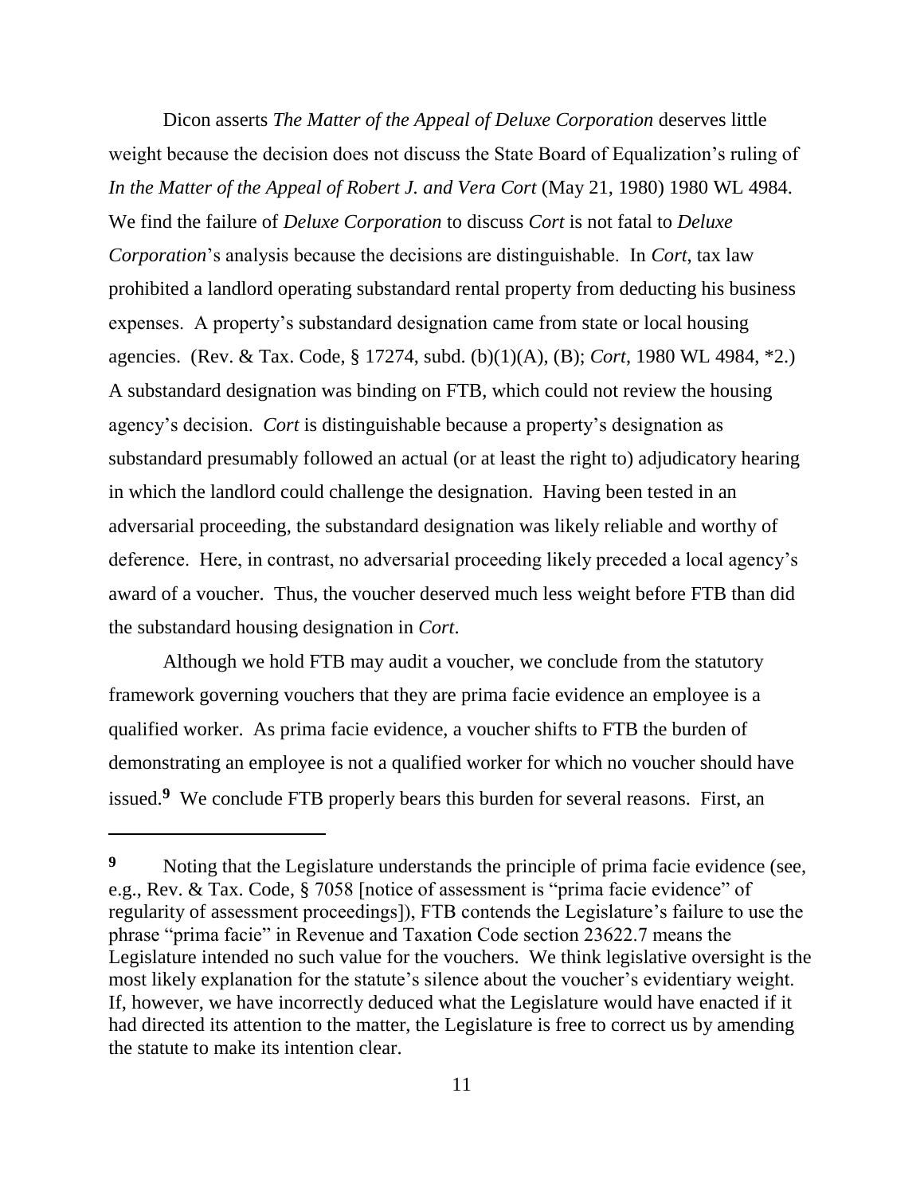Dicon asserts *The Matter of the Appeal of Deluxe Corporation* deserves little weight because the decision does not discuss the State Board of Equalization's ruling of *In the Matter of the Appeal of Robert J. and Vera Cort* (May 21, 1980) 1980 WL 4984. We find the failure of *Deluxe Corporation* to discuss *Cort* is not fatal to *Deluxe Corporation*'s analysis because the decisions are distinguishable. In *Cort*, tax law prohibited a landlord operating substandard rental property from deducting his business expenses. A property's substandard designation came from state or local housing agencies. (Rev. & Tax. Code, § 17274, subd. (b)(1)(A), (B); *Cort*, 1980 WL 4984, *2.) A substandard designation was binding on FTB, which could not review the housing agency's decision. *Cort* is distinguishable because a property's designation as substandard presumably followed an actual (or at least the right to) adjudicatory hearing in which the landlord could challenge the designation. Having been tested in an adversarial proceeding, the substandard designation was likely reliable and worthy of deference. Here, in contrast, no adversarial proceeding likely preceded a local agency's award of a voucher. Thus, the voucher deserved much less weight before FTB than did the substandard housing designation in *Cort*.

Although we hold FTB may audit a voucher, we conclude from the statutory framework governing vouchers that they are prima facie evidence an employee is a qualified worker. As prima facie evidence, a voucher shifts to FTB the burden of demonstrating an employee is not a qualified worker for which no voucher should have issued.[9] We conclude FTB properly bears this burden for several reasons. First, an

---

**9** Noting that the Legislature understands the principle of prima facie evidence (see, e.g., Rev. & Tax. Code, § 7058 [notice of assessment is "prima facie evidence" of regularity of assessment proceedings]), FTB contends the Legislature's failure to use the phrase "prima facie" in Revenue and Taxation Code section 23622.7 means the Legislature intended no such value for the vouchers. We think legislative oversight is the most likely explanation for the statute's silence about the voucher's evidentiary weight. If, however, we have incorrectly deduced what the Legislature would have enacted if it had directed its attention to the matter, the Legislature is free to correct us by amending the statute to make its intention clear.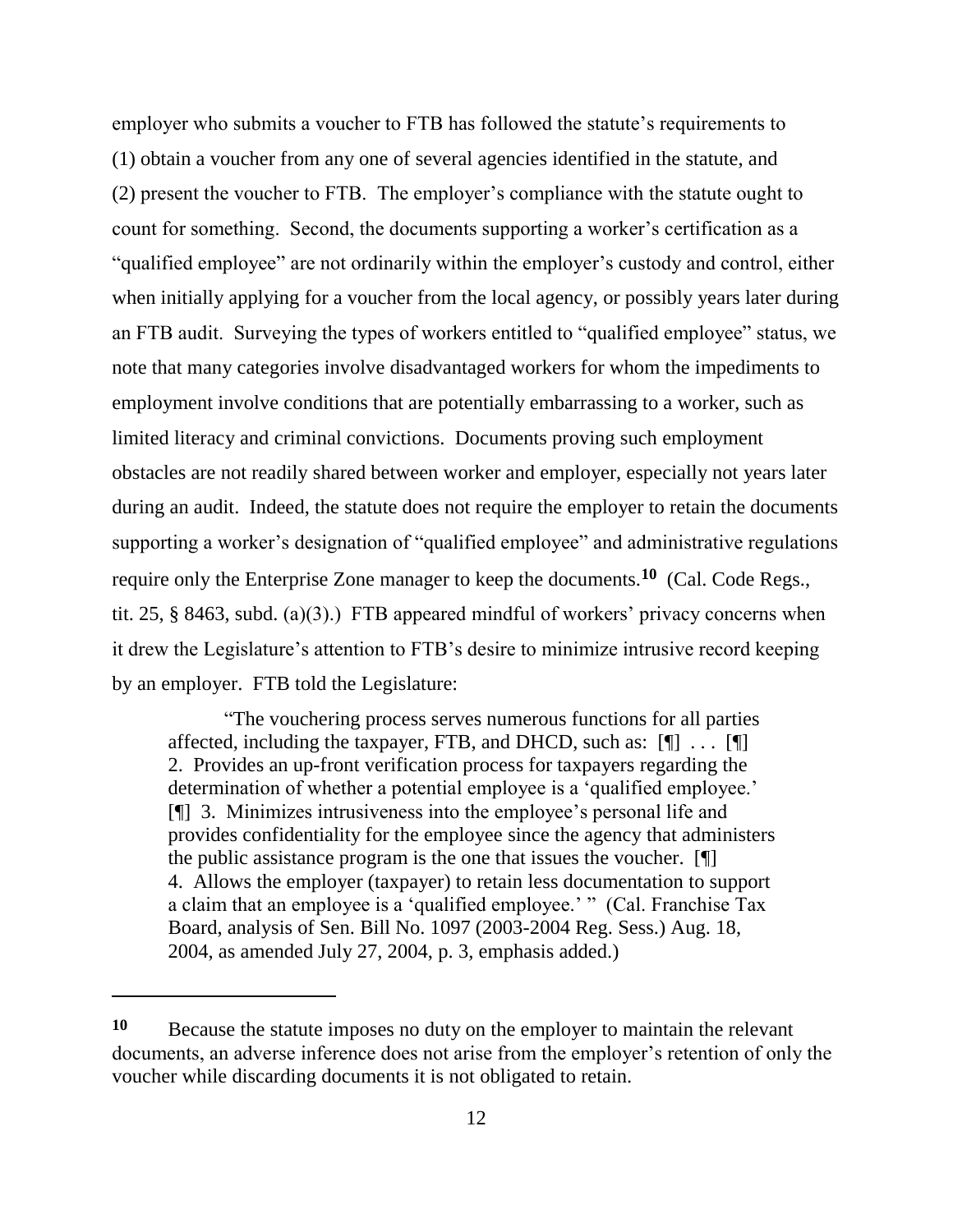employer who submits a voucher to FTB has followed the statute's requirements to (1) obtain a voucher from any one of several agencies identified in the statute, and (2) present the voucher to FTB. The employer's compliance with the statute ought to count for something. Second, the documents supporting a worker's certification as a "qualified employee" are not ordinarily within the employer's custody and control, either when initially applying for a voucher from the local agency, or possibly years later during an FTB audit. Surveying the types of workers entitled to "qualified employee" status, we note that many categories involve disadvantaged workers for whom the impediments to employment involve conditions that are potentially embarrassing to a worker, such as limited literacy and criminal convictions. Documents proving such employment obstacles are not readily shared between worker and employer, especially not years later during an audit. Indeed, the statute does not require the employer to retain the documents supporting a worker's designation of "qualified employee" and administrative regulations require only the Enterprise Zone manager to keep the documents.[10] (Cal. Code Regs., tit. 25, § 8463, subd. (a)(3).) FTB appeared mindful of workers' privacy concerns when it drew the Legislature's attention to FTB's desire to minimize intrusive record keeping by an employer. FTB told the Legislature:

> "The vouchering process serves numerous functions for all parties affected, including the taxpayer, FTB, and DHCD, such as: [¶] . . . [¶] 2. Provides an up-front verification process for taxpayers regarding the determination of whether a potential employee is a 'qualified employee.' [¶] 3. Minimizes intrusiveness into the employee's personal life and provides confidentiality for the employee since the agency that administers the public assistance program is the one that issues the voucher. [¶] 4. Allows the employer (taxpayer) to retain less documentation to support a claim that an employee is a 'qualified employee.' " (Cal. Franchise Tax Board, analysis of Sen. Bill No. 1097 (2003-2004 Reg. Sess.) Aug. 18, 2004, as amended July 27, 2004, p. 3, emphasis added.)

---

[10] Because the statute imposes no duty on the employer to maintain the relevant documents, an adverse inference does not arise from the employer's retention of only the voucher while discarding documents it is not obligated to retain.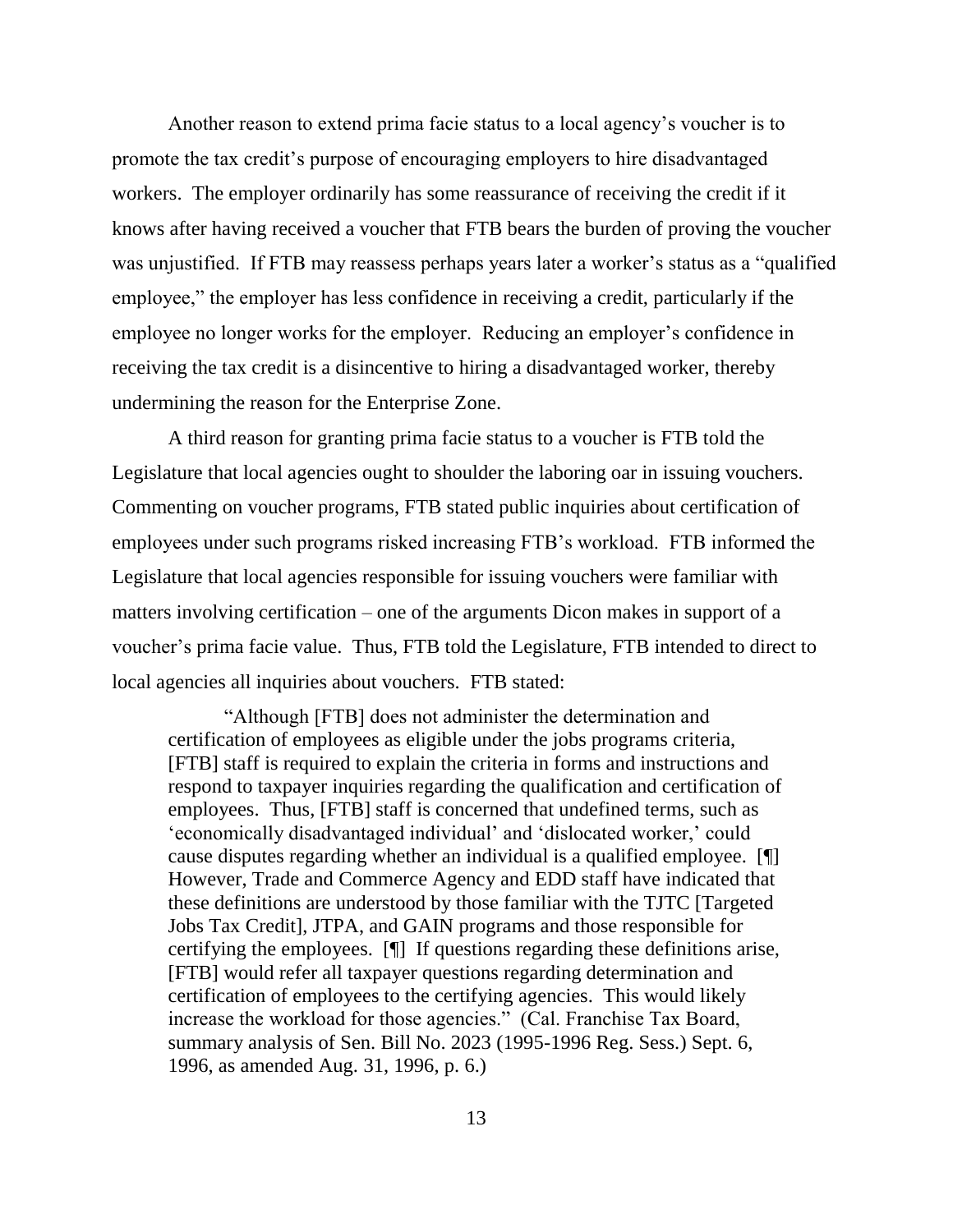Another reason to extend prima facie status to a local agency's voucher is to promote the tax credit's purpose of encouraging employers to hire disadvantaged workers. The employer ordinarily has some reassurance of receiving the credit if it knows after having received a voucher that FTB bears the burden of proving the voucher was unjustified. If FTB may reassess perhaps years later a worker's status as a "qualified employee," the employer has less confidence in receiving a credit, particularly if the employee no longer works for the employer. Reducing an employer's confidence in receiving the tax credit is a disincentive to hiring a disadvantaged worker, thereby undermining the reason for the Enterprise Zone.

A third reason for granting prima facie status to a voucher is FTB told the Legislature that local agencies ought to shoulder the laboring oar in issuing vouchers. Commenting on voucher programs, FTB stated public inquiries about certification of employees under such programs risked increasing FTB's workload. FTB informed the Legislature that local agencies responsible for issuing vouchers were familiar with matters involving certification – one of the arguments Dicon makes in support of a voucher's prima facie value. Thus, FTB told the Legislature, FTB intended to direct to local agencies all inquiries about vouchers. FTB stated:

> "Although [FTB] does not administer the determination and certification of employees as eligible under the jobs programs criteria, [FTB] staff is required to explain the criteria in forms and instructions and respond to taxpayer inquiries regarding the qualification and certification of employees. Thus, [FTB] staff is concerned that undefined terms, such as 'economically disadvantaged individual' and 'dislocated worker,' could cause disputes regarding whether an individual is a qualified employee. [¶] However, Trade and Commerce Agency and EDD staff have indicated that these definitions are understood by those familiar with the TJTC [Targeted Jobs Tax Credit], JTPA, and GAIN programs and those responsible for certifying the employees. [¶] If questions regarding these definitions arise, [FTB] would refer all taxpayer questions regarding determination and certification of employees to the certifying agencies. This would likely increase the workload for those agencies." (Cal. Franchise Tax Board, summary analysis of Sen. Bill No. 2023 (1995-1996 Reg. Sess.) Sept. 6, 1996, as amended Aug. 31, 1996, p. 6.)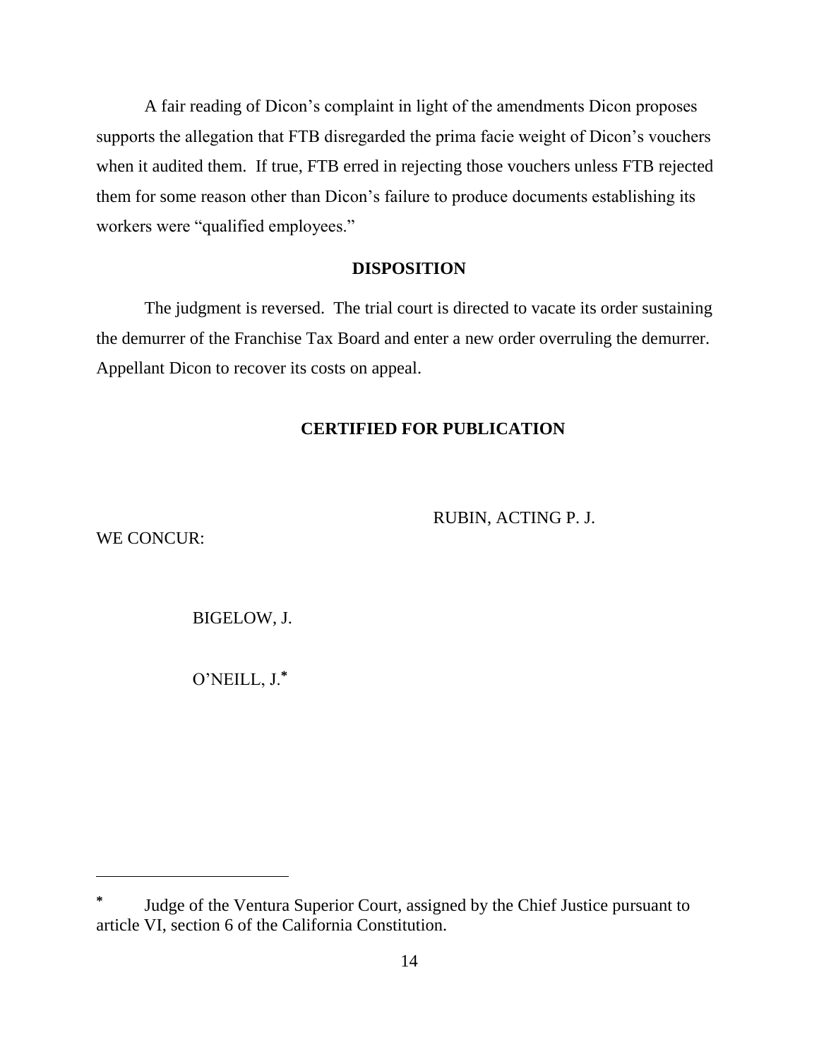A fair reading of Dicon's complaint in light of the amendments Dicon proposes supports the allegation that FTB disregarded the prima facie weight of Dicon's vouchers when it audited them. If true, FTB erred in rejecting those vouchers unless FTB rejected them for some reason other than Dicon's failure to produce documents establishing its workers were "qualified employees."

## DISPOSITION

The judgment is reversed. The trial court is directed to vacate its order sustaining the demurrer of the Franchise Tax Board and enter a new order overruling the demurrer. Appellant Dicon to recover its costs on appeal.

**CERTIFIED FOR PUBLICATION**

RUBIN, ACTING P. J.

WE CONCUR:

BIGELOW, J.

O'NEILL, J.*

---

\* Judge of the Ventura Superior Court, assigned by the Chief Justice pursuant to article VI, section 6 of the California Constitution.